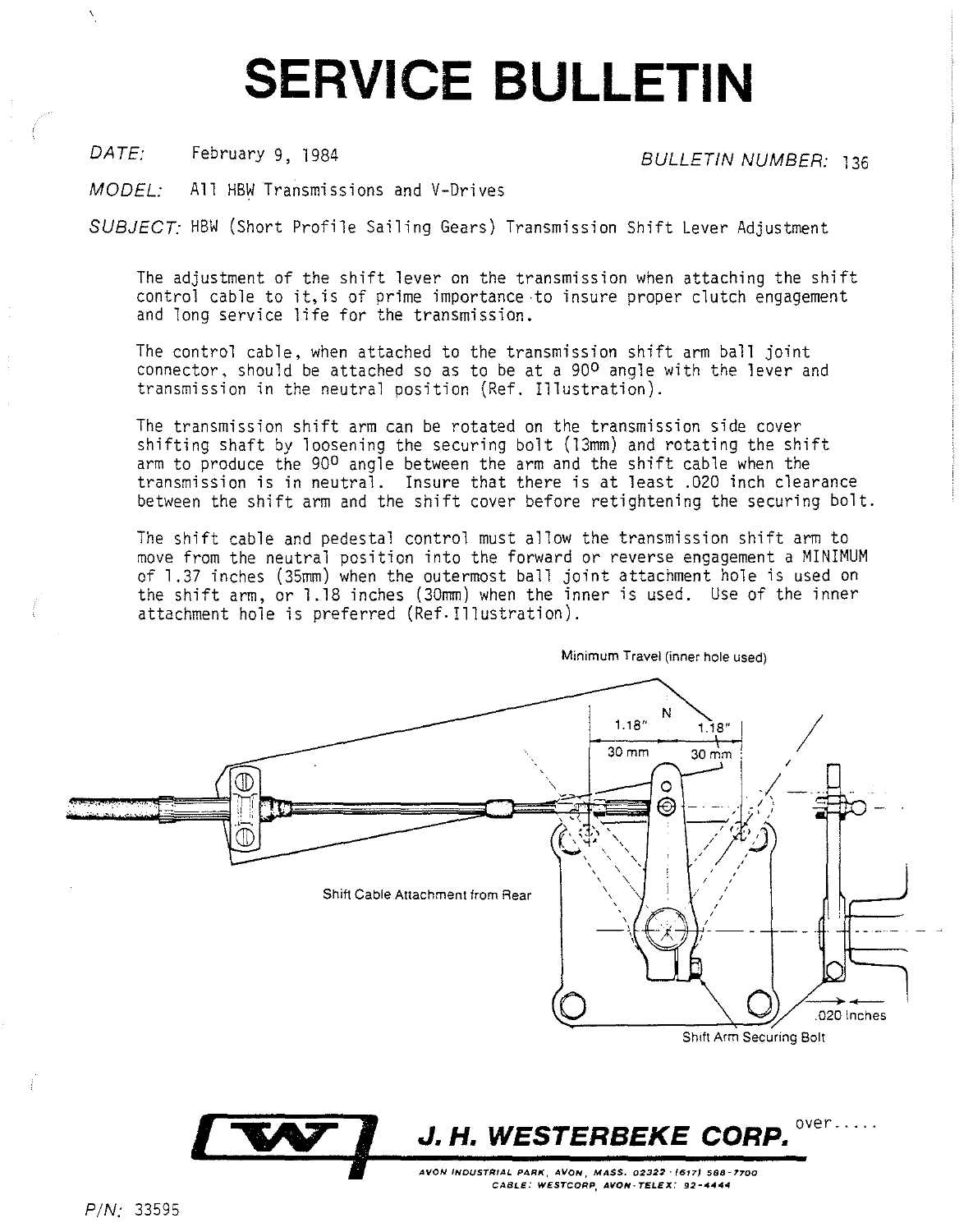# SERVICE BULLETIN

*DATE:* February 9, 1984

*BULLETIN NUMBER:* 136

*MODEL:* All HBW Transmissions and V-Drives

*SUBJECT:* HBW (Short Profile Sailing Gears) Transmission Shift Lever Adjustment

The adjustment of the shift lever on the transmission when attaching the shift control cable to it,is of prime importance to insure proper clutch engagement and long service life for the transmission.

The control cable, when attached to the transmission shift arm ball joint connector, should be attached so as to be at a 90° angle with the lever and transmission in the neutral position (Ref. Illustration).

The transmission shift arm can be rotated on the transmission side cover shifting shaft by loosening the securing bolt (13mm) and rotating the shift arm to produce the 90° angle between the arm and the shift cable when the transmission is in neutral. Insure that there is at least .020 inch clearance between the shift arm and the shift cover before retightening the securing bolt.

The shift cable and pedestal control must allow the transmission shift arm to move from the neutral position into the forward or reverse engagement a MINIMUM of 1.37 inches (35mm) when the outermost ball joint attachment hole is used on the shift arm, or 1.18 inches (30mm) when the inner is used. Use of the inner attachment hole is preferred (Ref. Illustration).

Minimum Travel (inner hole used)

N

1.18" 1.18"

30 mm 30 mm

Shift Cable Attachment from Rear

.020 Inches

Shift Arm Securing Bolt

over.....

**J. H. WESTERBEKE CORP.**

AVON INDUSTRIAL PARK, AVON, MASS. 02322 · (617) 588-7700
CABLE: WESTCORP, AVON · TELEX: 92-4444

*P/N:* 33595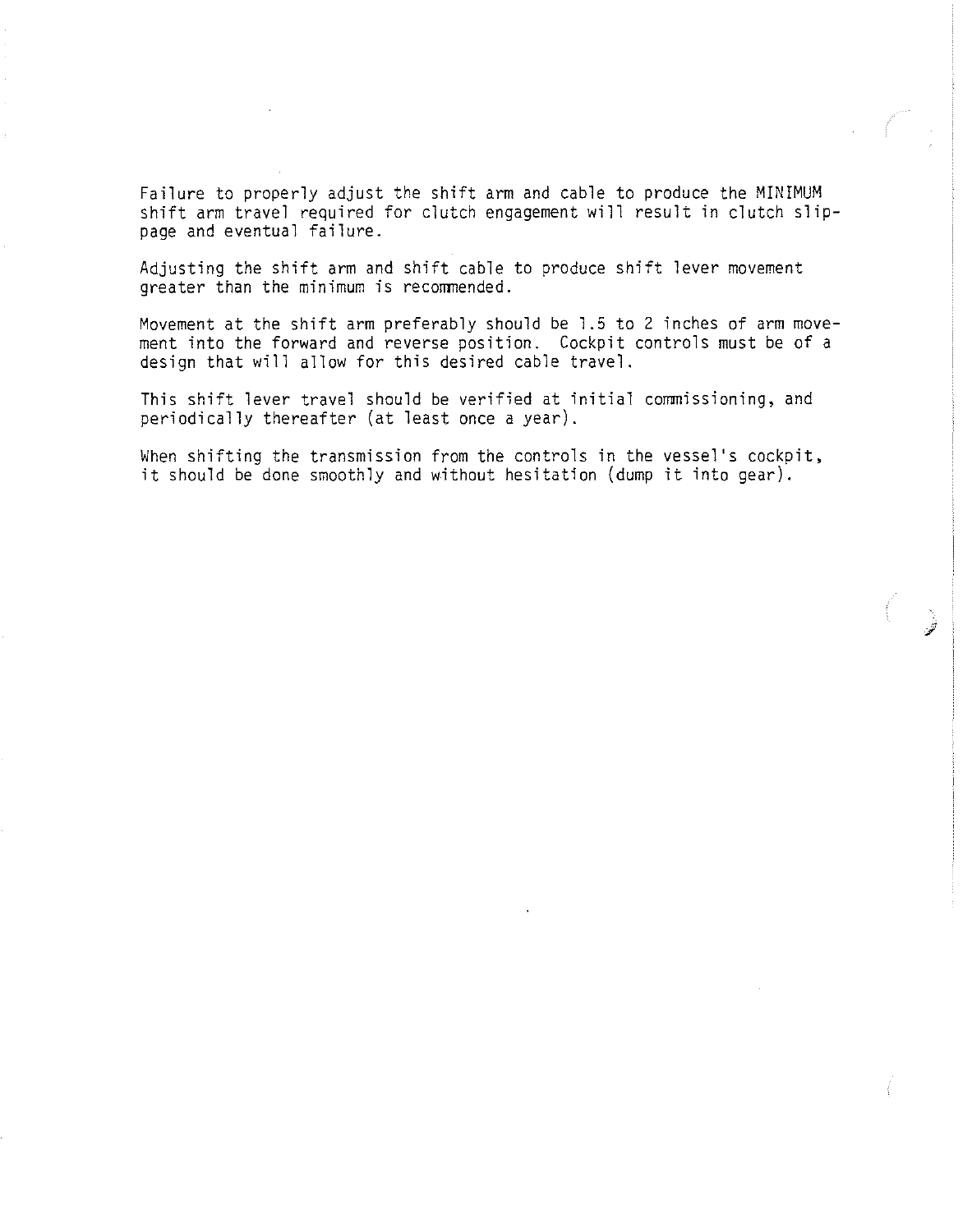Failure to properly adjust the shift arm and cable to produce the MINIMUM shift arm travel required for clutch engagement will result in clutch slippage and eventual failure.

Adjusting the shift arm and shift cable to produce shift lever movement greater than the minimum is recommended.

Movement at the shift arm preferably should be 1.5 to 2 inches of arm movement into the forward and reverse position. Cockpit controls must be of a design that will allow for this desired cable travel.

This shift lever travel should be verified at initial commissioning, and periodically thereafter (at least once a year).

When shifting the transmission from the controls in the vessel's cockpit, it should be done smoothly and without hesitation (dump it into gear).